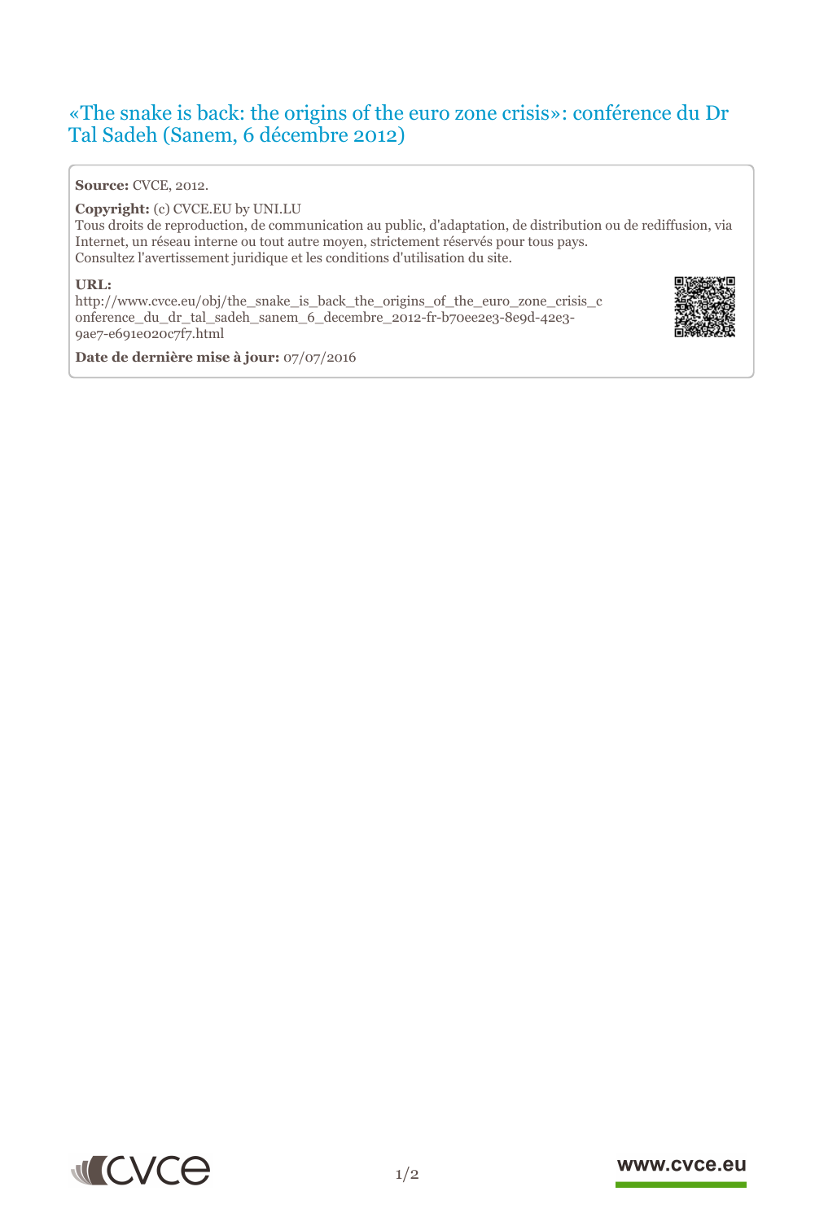# «The snake is back: the origins of the euro zone crisis»: conférence du Dr Tal Sadeh (Sanem, 6 décembre 2012)

**Source:** CVCE, 2012.

**Copyright:** (c) CVCE.EU by UNI.LU
Tous droits de reproduction, de communication au public, d'adaptation, de distribution ou de rediffusion, via Internet, un réseau interne ou tout autre moyen, strictement réservés pour tous pays.
Consultez l'avertissement juridique et les conditions d'utilisation du site.

**URL:**
http://www.cvce.eu/obj/the_snake_is_back_the_origins_of_the_euro_zone_crisis_conference_du_dr_tal_sadeh_sanem_6_decembre_2012-fr-b70ee2e3-8e9d-42e3-9ae7-e691e020c7f7.html

**Date de dernière mise à jour:** 07/07/2016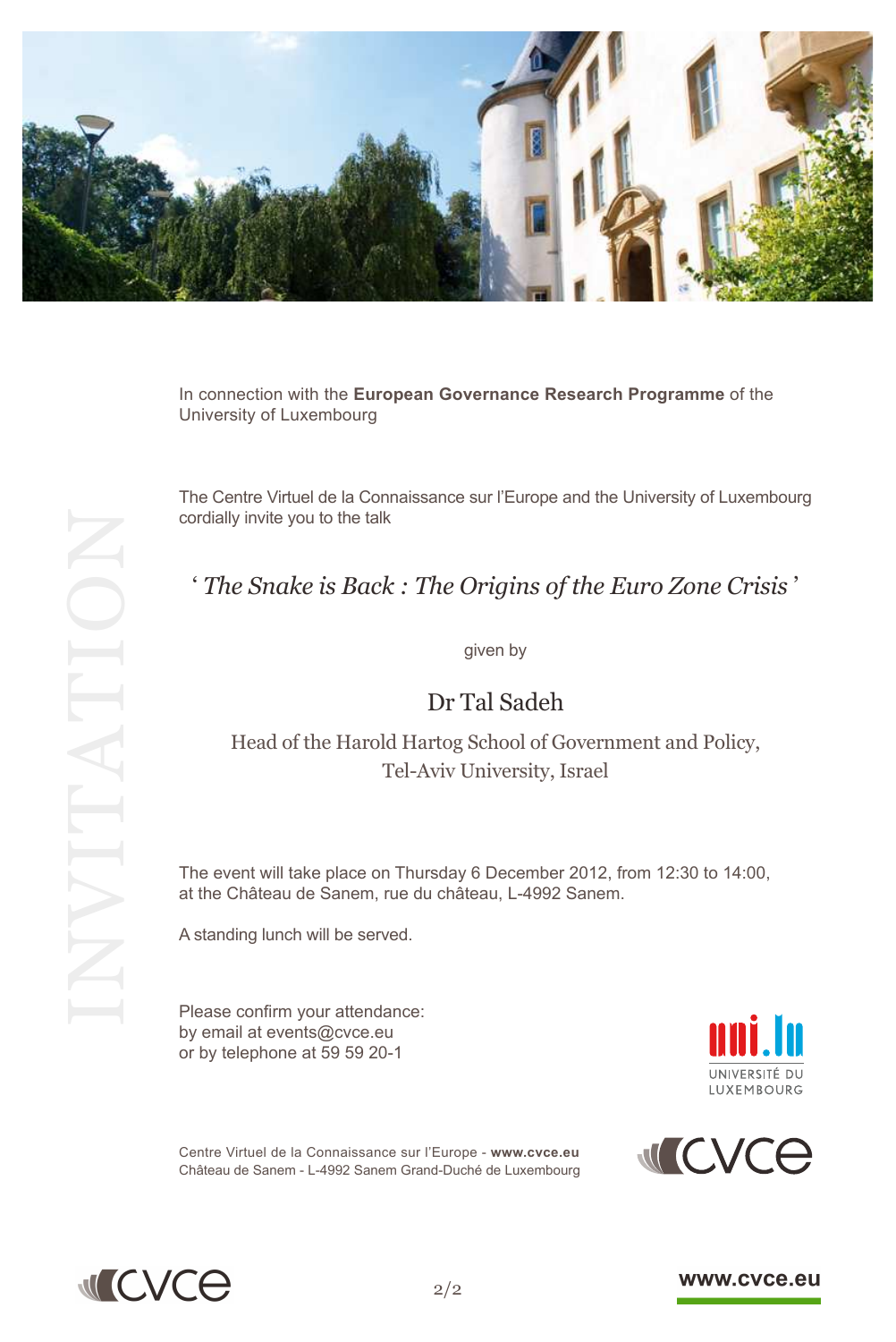INVITATION

In connection with the **European Governance Research Programme** of the University of Luxembourg

The Centre Virtuel de la Connaissance sur l'Europe and the University of Luxembourg cordially invite you to the talk

## *' The Snake is Back : The Origins of the Euro Zone Crisis '*

given by

## Dr Tal Sadeh

Head of the Harold Hartog School of Government and Policy,
Tel-Aviv University, Israel

The event will take place on Thursday 6 December 2012, from 12:30 to 14:00, at the Château de Sanem, rue du château, L-4992 Sanem.

A standing lunch will be served.

Please confirm your attendance:
by email at events@cvce.eu
or by telephone at 59 59 20-1

UNIVERSITÉ DU LUXEMBOURG

Centre Virtuel de la Connaissance sur l'Europe - **www.cvce.eu**
Château de Sanem - L-4992 Sanem Grand-Duché de Luxembourg